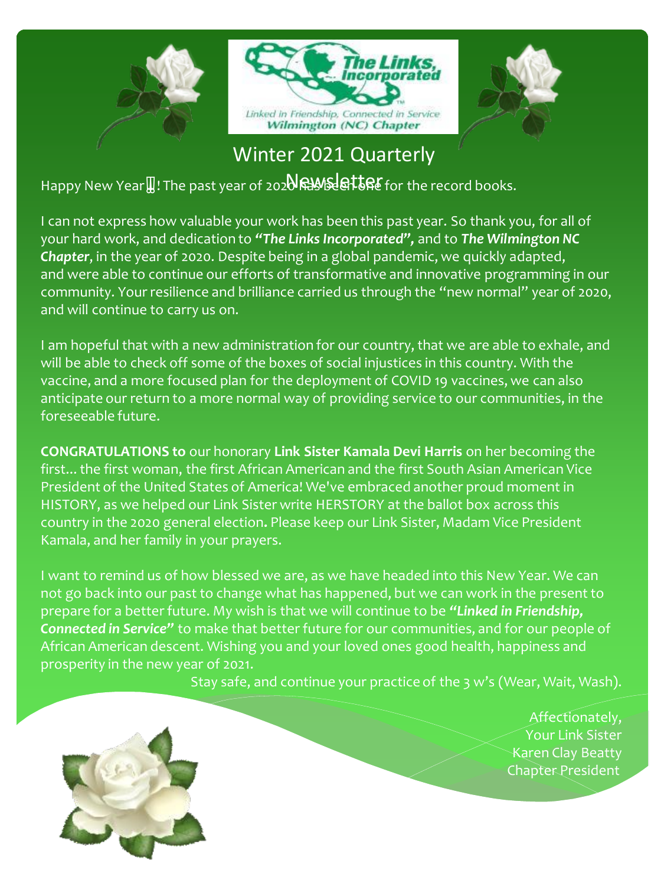The Links, Incorporated

*Linked in Friendship, Connected in Service*
**Wilmington (NC) Chapter**

# Winter 2021 Quarterly Newsletter

Happy New Year! The past year of 2020 has been one for the record books.

I can not express how valuable your work has been this past year. So thank you, for all of your hard work, and dedication to ***"The Links Incorporated",*** and to ***The Wilmington NC Chapter***, in the year of 2020. Despite being in a global pandemic, we quickly adapted, and were able to continue our efforts of transformative and innovative programming in our community. Your resilience and brilliance carried us through the "new normal" year of 2020, and will continue to carry us on.

I am hopeful that with a new administration for our country, that we are able to exhale, and will be able to check off some of the boxes of social injustices in this country. With the vaccine, and a more focused plan for the deployment of COVID 19 vaccines, we can also anticipate our return to a more normal way of providing service to our communities, in the foreseeable future.

**CONGRATULATIONS to** our honorary **Link Sister Kamala Devi Harris** on her becoming the first... the first woman, the first African American and the first South Asian American Vice President of the United States of America! We've embraced another proud moment in HISTORY, as we helped our Link Sister write HERSTORY at the ballot box across this country in the 2020 general election**.** Please keep our Link Sister, Madam Vice President Kamala, and her family in your prayers.

I want to remind us of how blessed we are, as we have headed into this New Year. We can not go back into our past to change what has happened, but we can work in the present to prepare for a better future. My wish is that we will continue to be ***"Linked in Friendship, Connected in Service"*** to make that better future for our communities, and for our people of African American descent. Wishing you and your loved ones good health, happiness and prosperity in the new year of 2021.

Stay safe, and continue your practice of the 3 w's (Wear, Wait, Wash).

Affectionately,
Your Link Sister
Karen Clay Beatty
Chapter President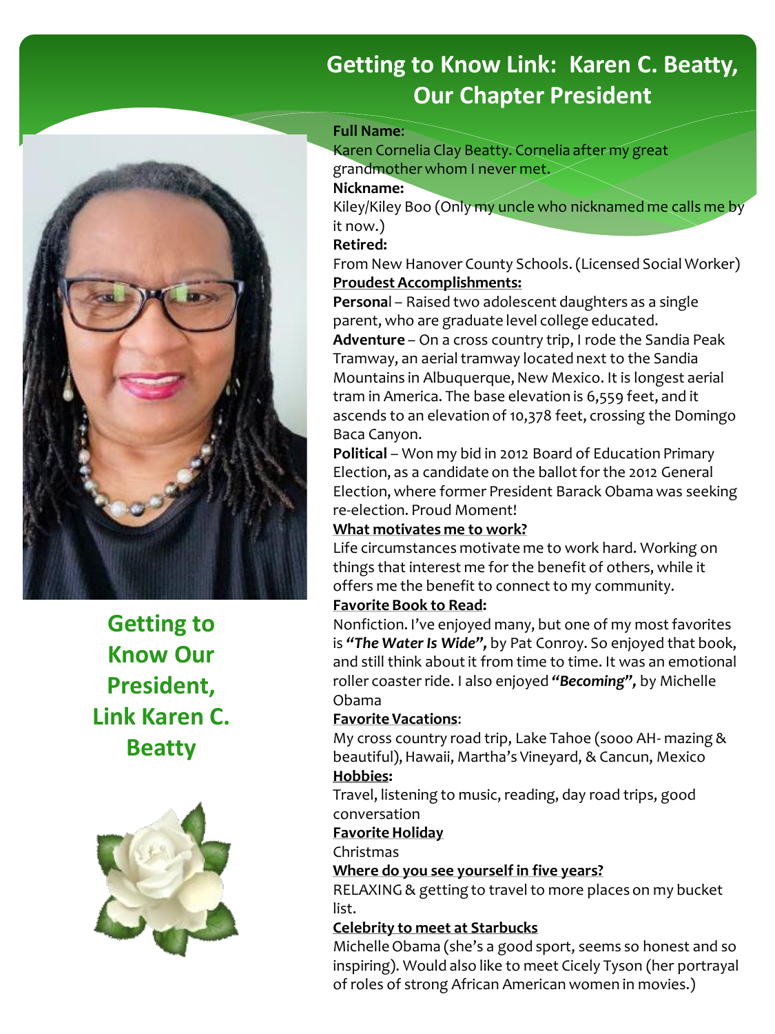# Getting to Know Link: Karen C. Beatty, Our Chapter President

**Getting to Know Our President, Link Karen C. Beatty**

**Full Name**:
Karen Cornelia Clay Beatty. Cornelia after my great grandmother whom I never met.

**Nickname:**
Kiley/Kiley Boo (Only my uncle who nicknamed me calls me by it now.)

**Retired:**
From New Hanover County Schools. (Licensed Social Worker)

**Proudest Accomplishments:**

**Personal** – Raised two adolescent daughters as a single parent, who are graduate level college educated.

**Adventure** – On a cross country trip, I rode the Sandia Peak Tramway, an aerial tramway located next to the Sandia Mountains in Albuquerque, New Mexico. It is longest aerial tram in America. The base elevation is 6,559 feet, and it ascends to an elevation of 10,378 feet, crossing the Domingo Baca Canyon.

**Political** – Won my bid in 2012 Board of Education Primary Election, as a candidate on the ballot for the 2012 General Election, where former President Barack Obama was seeking re-election. Proud Moment!

**What motivates me to work?**
Life circumstances motivate me to work hard. Working on things that interest me for the benefit of others, while it offers me the benefit to connect to my community.

**Favorite Book to Read:**
Nonfiction. I've enjoyed many, but one of my most favorites is ***"The Water Is Wide",*** by Pat Conroy. So enjoyed that book, and still think about it from time to time. It was an emotional roller coaster ride. I also enjoyed ***"Becoming",*** by Michelle Obama

**Favorite Vacations**:
My cross country road trip, Lake Tahoe (sooo AH- mazing & beautiful), Hawaii, Martha's Vineyard, & Cancun, Mexico

**Hobbies:**
Travel, listening to music, reading, day road trips, good conversation

**Favorite Holiday**
Christmas

**Where do you see yourself in five years?**
RELAXING & getting to travel to more places on my bucket list.

**Celebrity to meet at Starbucks**
Michelle Obama (she's a good sport, seems so honest and so inspiring). Would also like to meet Cicely Tyson (her portrayal of roles of strong African American women in movies.)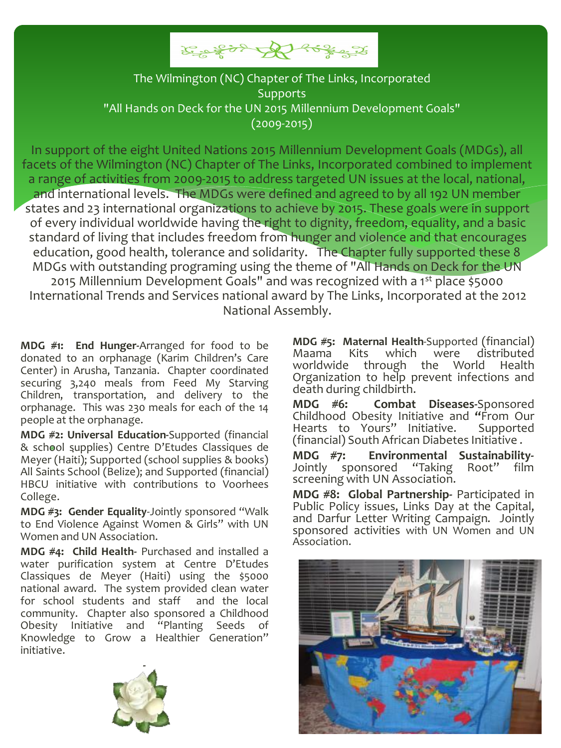The Wilmington (NC) Chapter of The Links, Incorporated
Supports
"All Hands on Deck for the UN 2015 Millennium Development Goals"
(2009-2015)

In support of the eight United Nations 2015 Millennium Development Goals (MDGs), all facets of the Wilmington (NC) Chapter of The Links, Incorporated combined to implement a range of activities from 2009-2015 to address targeted UN issues at the local, national, and international levels. The MDGs were defined and agreed to by all 192 UN member states and 23 international organizations to achieve by 2015. These goals were in support of every individual worldwide having the right to dignity, freedom, equality, and a basic standard of living that includes freedom from hunger and violence and that encourages education, good health, tolerance and solidarity. The Chapter fully supported these 8 MDGs with outstanding programing using the theme of "All Hands on Deck for the UN 2015 Millennium Development Goals" and was recognized with a 1st place $5000 International Trends and Services national award by The Links, Incorporated at the 2012 National Assembly.

**MDG #1: End Hunger**-Arranged for food to be donated to an orphanage (Karim Children's Care Center) in Arusha, Tanzania. Chapter coordinated securing 3,240 meals from Feed My Starving Children, transportation, and delivery to the orphanage. This was 230 meals for each of the 14 people at the orphanage.

**MDG #2: Universal Education**-Supported (financial & school supplies) Centre D'Etudes Classiques de Meyer (Haiti); Supported (school supplies & books) All Saints School (Belize); and Supported (financial) HBCU initiative with contributions to Voorhees College.

**MDG #3: Gender Equality**-Jointly sponsored "Walk to End Violence Against Women & Girls" with UN Women and UN Association.

**MDG #4: Child Health**- Purchased and installed a water purification system at Centre D'Etudes Classiques de Meyer (Haiti) using the $5000 national award. The system provided clean water for school students and staff and the local community. Chapter also sponsored a Childhood Obesity Initiative and "Planting Seeds of Knowledge to Grow a Healthier Generation" initiative.

**MDG #5: Maternal Health**-Supported (financial) Maama Kits which were distributed worldwide through the World Health Organization to help prevent infections and death during childbirth.

**MDG #6: Combat Diseases**-Sponsored Childhood Obesity Initiative and "From Our Hearts to Yours" Initiative. Supported (financial) South African Diabetes Initiative .

**MDG #7: Environmental Sustainability**-Jointly sponsored "Taking Root" film screening with UN Association.

**MDG #8: Global Partnership**- Participated in Public Policy issues, Links Day at the Capital, and Darfur Letter Writing Campaign. Jointly sponsored activities with UN Women and UN Association.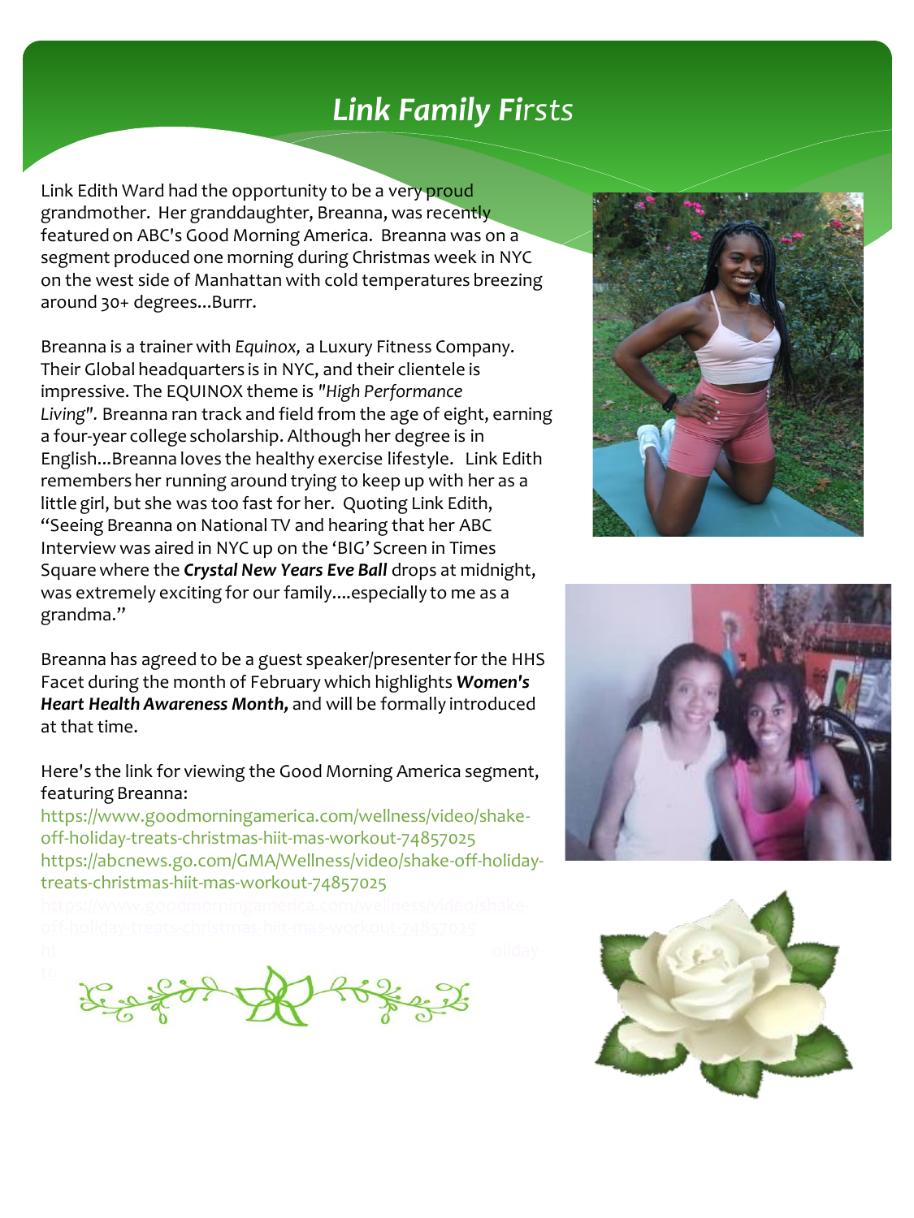# *Link Family Firsts*

Link Edith Ward had the opportunity to be a very proud grandmother. Her granddaughter, Breanna, was recently featured on ABC's Good Morning America. Breanna was on a segment produced one morning during Christmas week in NYC on the west side of Manhattan with cold temperatures breezing around 30+ degrees...Burrr.

Breanna is a trainer with *Equinox,* a Luxury Fitness Company. Their Global headquarters is in NYC, and their clientele is impressive. The EQUINOX theme is *"High Performance Living".* Breanna ran track and field from the age of eight, earning a four-year college scholarship. Although her degree is in English...Breanna loves the healthy exercise lifestyle. Link Edith remembers her running around trying to keep up with her as a little girl, but she was too fast for her. Quoting Link Edith, "Seeing Breanna on National TV and hearing that her ABC Interview was aired in NYC up on the 'BIG' Screen in Times Square where the ***Crystal New Years Eve Ball*** drops at midnight, was extremely exciting for our family....especially to me as a grandma."

Breanna has agreed to be a guest speaker/presenter for the HHS Facet during the month of February which highlights ***Women's Heart Health Awareness Month,*** and will be formally introduced at that time.

Here's the link for viewing the Good Morning America segment, featuring Breanna:

https://www.goodmorningamerica.com/wellness/video/shake-off-holiday-treats-christmas-hiit-mas-workout-74857025
https://abcnews.go.com/GMA/Wellness/video/shake-off-holiday-treats-christmas-hiit-mas-workout-74857025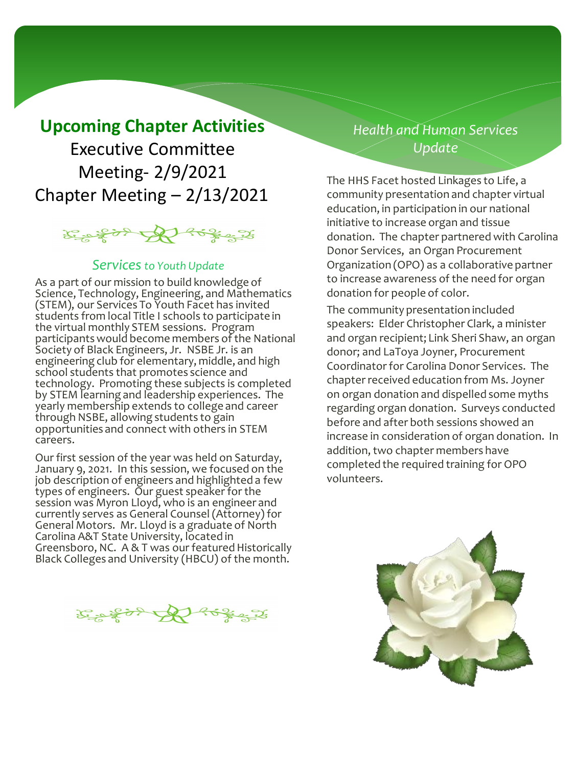## Upcoming Chapter Activities

Executive Committee Meeting- 2/9/2021

Chapter Meeting – 2/13/2021

### *Services to Youth Update*

As a part of our mission to build knowledge of Science, Technology, Engineering, and Mathematics (STEM), our Services To Youth Facet has invited students from local Title I schools to participate in the virtual monthly STEM sessions. Program participants would become members of the National Society of Black Engineers, Jr. NSBE Jr. is an engineering club for elementary, middle, and high school students that promotes science and technology. Promoting these subjects is completed by STEM learning and leadership experiences. The yearly membership extends to college and career through NSBE, allowing students to gain opportunities and connect with others in STEM careers.

Our first session of the year was held on Saturday, January 9, 2021. In this session, we focused on the job description of engineers and highlighted a few types of engineers. Our guest speaker for the session was Myron Lloyd, who is an engineer and currently serves as General Counsel (Attorney) for General Motors. Mr. Lloyd is a graduate of North Carolina A&T State University, located in Greensboro, NC. A & T was our featured Historically Black Colleges and University (HBCU) of the month.

### *Health and Human Services Update*

The HHS Facet hosted Linkages to Life, a community presentation and chapter virtual education, in participation in our national initiative to increase organ and tissue donation. The chapter partnered with Carolina Donor Services, an Organ Procurement Organization (OPO) as a collaborative partner to increase awareness of the need for organ donation for people of color.

The community presentation included speakers: Elder Christopher Clark, a minister and organ recipient; Link Sheri Shaw, an organ donor; and LaToya Joyner, Procurement Coordinator for Carolina Donor Services. The chapter received education from Ms. Joyner on organ donation and dispelled some myths regarding organ donation. Surveys conducted before and after both sessions showed an increase in consideration of organ donation. In addition, two chapter members have completed the required training for OPO volunteers.